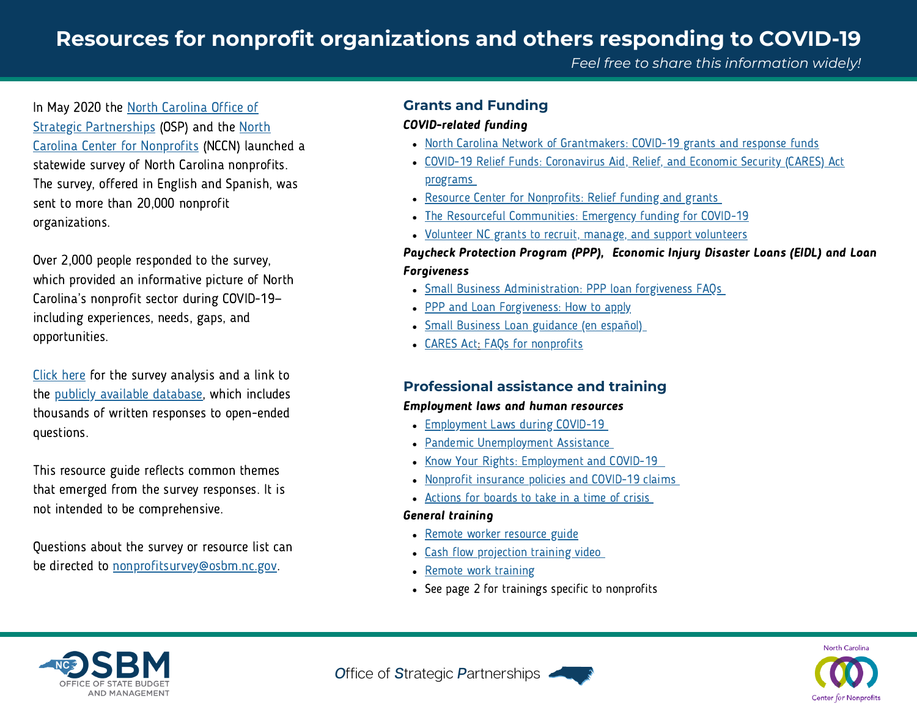# Resources for nonprofit organizations and others responding to COVID-19

*Feel free to share this information widely!*

In May 2020 the North Carolina Office of Strategic Partnerships (OSP) and the North Carolina Center for Nonprofits (NCCN) launched a statewide survey of North Carolina nonprofits. The survey, offered in English and Spanish, was sent to more than 20,000 nonprofit organizations.

Over 2,000 people responded to the survey, which provided an informative picture of North Carolina's nonprofit sector during COVID-19–including experiences, needs, gaps, and opportunities.

Click here for the survey analysis and a link to the publicly available database, which includes thousands of written responses to open-ended questions.

This resource guide reflects common themes that emerged from the survey responses. It is not intended to be comprehensive.

Questions about the survey or resource list can be directed to nonprofitsurvey@osbm.nc.gov.

## Grants and Funding

***COVID-related funding***

- North Carolina Network of Grantmakers: COVID-19 grants and response funds
- COVID-19 Relief Funds: Coronavirus Aid, Relief, and Economic Security (CARES) Act programs
- Resource Center for Nonprofits: Relief funding and grants
- The Resourceful Communities: Emergency funding for COVID-19
- Volunteer NC grants to recruit, manage, and support volunteers

***Paycheck Protection Program (PPP), Economic Injury Disaster Loans (EIDL) and Loan Forgiveness***

- Small Business Administration: PPP loan forgiveness FAQs
- PPP and Loan Forgiveness: How to apply
- Small Business Loan guidance (en español)
- CARES Act: FAQs for nonprofits

## Professional assistance and training

***Employment laws and human resources***

- Employment Laws during COVID-19
- Pandemic Unemployment Assistance
- Know Your Rights: Employment and COVID-19
- Nonprofit insurance policies and COVID-19 claims
- Actions for boards to take in a time of crisis

***General training***

- Remote worker resource guide
- Cash flow projection training video
- Remote work training
- See page 2 for trainings specific to nonprofits

OSBM Office of State Budget and Management | Office of Strategic Partnerships | North Carolina Center for Nonprofits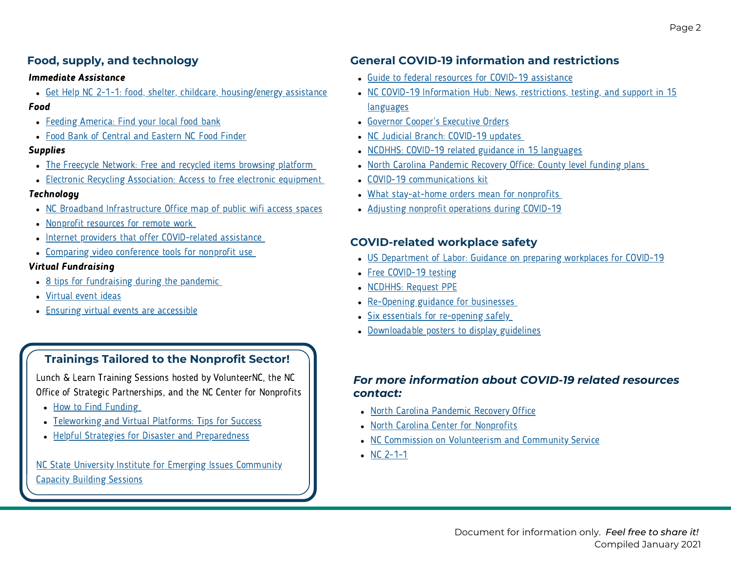## Food, supply, and technology

***Immediate Assistance***

- Get Help NC 2-1-1: food, shelter, childcare, housing/energy assistance

***Food***

- Feeding America: Find your local food bank
- Food Bank of Central and Eastern NC Food Finder

***Supplies***

- The Freecycle Network: Free and recycled items browsing platform
- Electronic Recycling Association: Access to free electronic equipment

***Technology***

- NC Broadband Infrastructure Office map of public wifi access spaces
- Nonprofit resources for remote work
- Internet providers that offer COVID-related assistance
- Comparing video conference tools for nonprofit use

***Virtual Fundraising***

- 8 tips for fundraising during the pandemic
- Virtual event ideas
- Ensuring virtual events are accessible

### Trainings Tailored to the Nonprofit Sector!

Lunch & Learn Training Sessions hosted by VolunteerNC, the NC Office of Strategic Partnerships, and the NC Center for Nonprofits

- How to Find Funding
- Teleworking and Virtual Platforms: Tips for Success
- Helpful Strategies for Disaster and Preparedness

NC State University Institute for Emerging Issues Community Capacity Building Sessions

## General COVID-19 information and restrictions

- Guide to federal resources for COVID-19 assistance
- NC COVID-19 Information Hub: News, restrictions, testing, and support in 15 languages
- Governor Cooper's Executive Orders
- NC Judicial Branch: COVID-19 updates
- NCDHHS: COVID-19 related guidance in 15 languages
- North Carolina Pandemic Recovery Office: County level funding plans
- COVID-19 communications kit
- What stay-at-home orders mean for nonprofits
- Adjusting nonprofit operations during COVID-19

## COVID-related workplace safety

- US Department of Labor: Guidance on preparing workplaces for COVID-19
- Free COVID-19 testing
- NCDHHS: Request PPE
- Re-Opening guidance for businesses
- Six essentials for re-opening safely
- Downloadable posters to display guidelines

### *For more information about COVID-19 related resources contact:*

- North Carolina Pandemic Recovery Office
- North Carolina Center for Nonprofits
- NC Commission on Volunteerism and Community Service
- NC 2-1-1

Document for information only. *Feel free to share it!*
Compiled January 2021